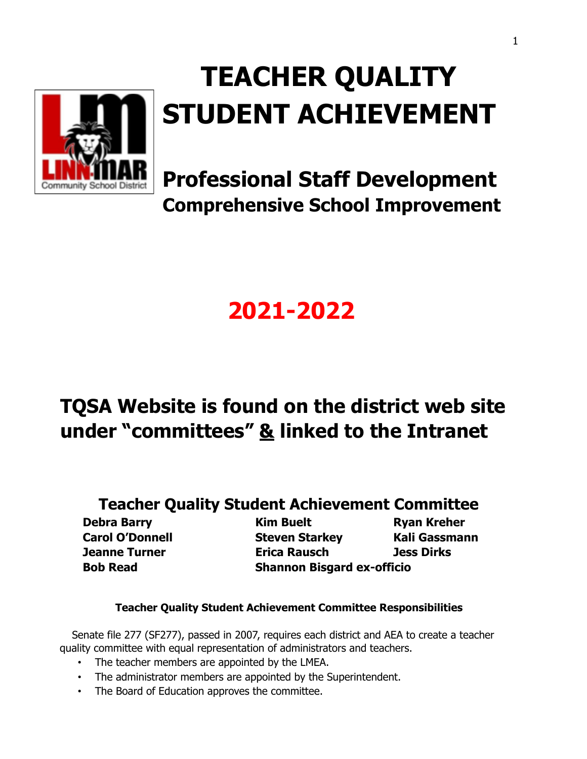# TEACHER QUALITY STUDENT ACHIEVEMENT

## Professional Staff Development

### Comprehensive School Improvement

# 2021-2022

## TQSA Website is found on the district web site under "committees" & linked to the Intranet

### Teacher Quality Student Achievement Committee

| | | |
|---|---|---|
| **Debra Barry** | **Kim Buelt** | **Ryan Kreher** |
| **Carol O'Donnell** | **Steven Starkey** | **Kali Gassmann** |
| **Jeanne Turner** | **Erica Rausch** | **Jess Dirks** |
| **Bob Read** | **Shannon Bisgard ex-officio** | |

**Teacher Quality Student Achievement Committee Responsibilities**

Senate file 277 (SF277), passed in 2007, requires each district and AEA to create a teacher quality committee with equal representation of administrators and teachers.

- The teacher members are appointed by the LMEA.
- The administrator members are appointed by the Superintendent.
- The Board of Education approves the committee.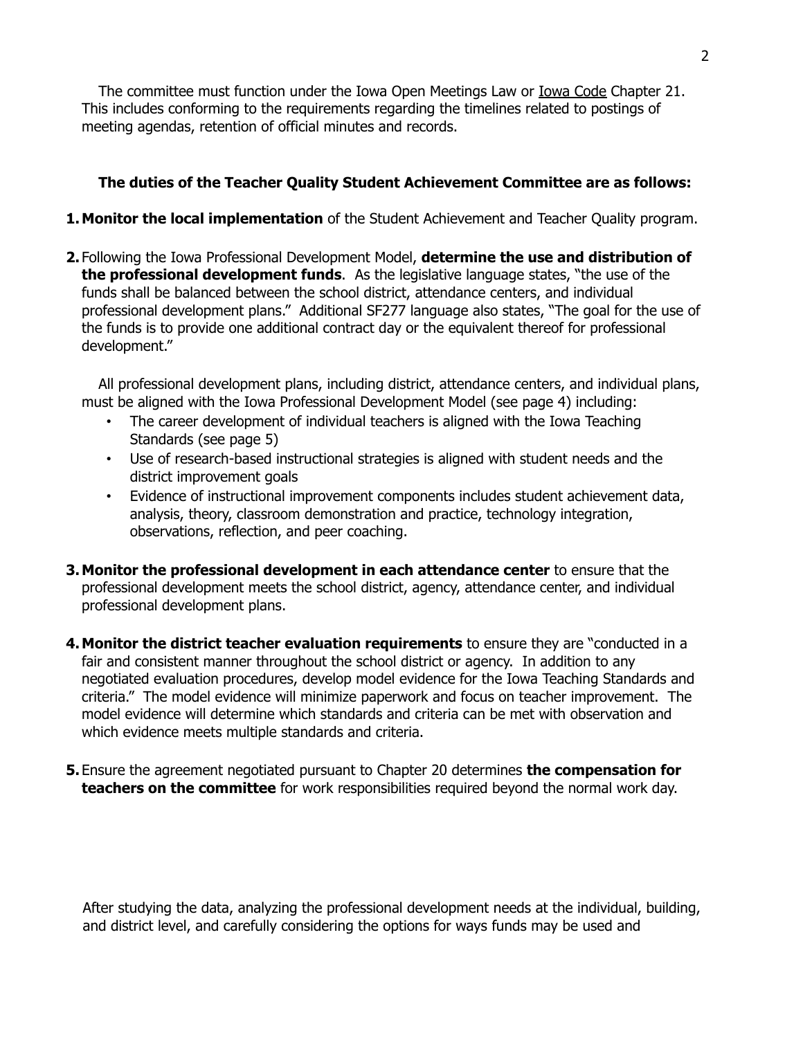The committee must function under the Iowa Open Meetings Law or Iowa Code Chapter 21. This includes conforming to the requirements regarding the timelines related to postings of meeting agendas, retention of official minutes and records.

**The duties of the Teacher Quality Student Achievement Committee are as follows:**

1. **Monitor the local implementation** of the Student Achievement and Teacher Quality program.

2. Following the Iowa Professional Development Model, **determine the use and distribution of the professional development funds**. As the legislative language states, "the use of the funds shall be balanced between the school district, attendance centers, and individual professional development plans." Additional SF277 language also states, "The goal for the use of the funds is to provide one additional contract day or the equivalent thereof for professional development."

   All professional development plans, including district, attendance centers, and individual plans, must be aligned with the Iowa Professional Development Model (see page 4) including:
   - The career development of individual teachers is aligned with the Iowa Teaching Standards (see page 5)
   - Use of research-based instructional strategies is aligned with student needs and the district improvement goals
   - Evidence of instructional improvement components includes student achievement data, analysis, theory, classroom demonstration and practice, technology integration, observations, reflection, and peer coaching.

3. **Monitor the professional development in each attendance center** to ensure that the professional development meets the school district, agency, attendance center, and individual professional development plans.

4. **Monitor the district teacher evaluation requirements** to ensure they are "conducted in a fair and consistent manner throughout the school district or agency. In addition to any negotiated evaluation procedures, develop model evidence for the Iowa Teaching Standards and criteria." The model evidence will minimize paperwork and focus on teacher improvement. The model evidence will determine which standards and criteria can be met with observation and which evidence meets multiple standards and criteria.

5. Ensure the agreement negotiated pursuant to Chapter 20 determines **the compensation for teachers on the committee** for work responsibilities required beyond the normal work day.

After studying the data, analyzing the professional development needs at the individual, building, and district level, and carefully considering the options for ways funds may be used and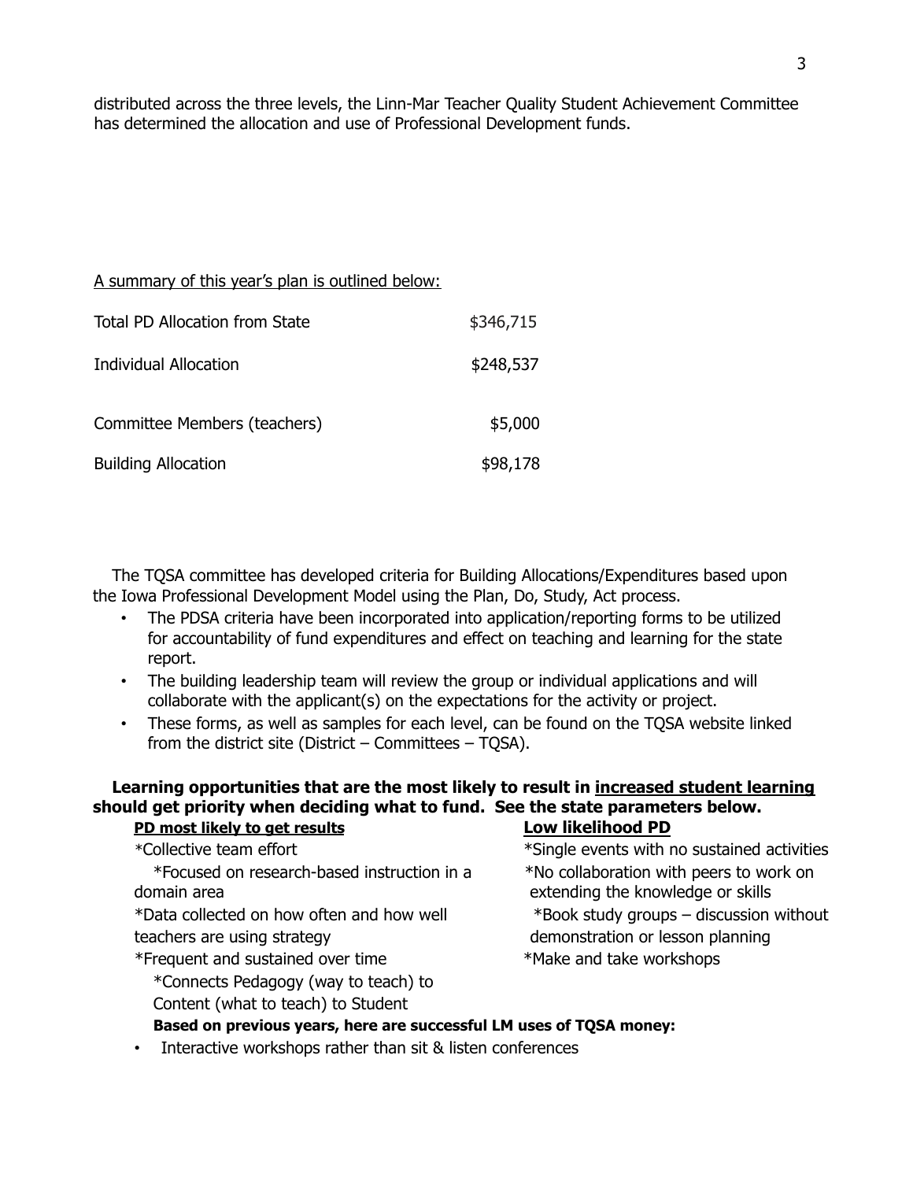distributed across the three levels, the Linn-Mar Teacher Quality Student Achievement Committee has determined the allocation and use of Professional Development funds.

A summary of this year's plan is outlined below:

| | |
|---|---|
| Total PD Allocation from State | $346,715 |
| Individual Allocation | $248,537 |
| Committee Members (teachers) | $5,000 |
| Building Allocation | $98,178 |

The TQSA committee has developed criteria for Building Allocations/Expenditures based upon the Iowa Professional Development Model using the Plan, Do, Study, Act process.

- The PDSA criteria have been incorporated into application/reporting forms to be utilized for accountability of fund expenditures and effect on teaching and learning for the state report.
- The building leadership team will review the group or individual applications and will collaborate with the applicant(s) on the expectations for the activity or project.
- These forms, as well as samples for each level, can be found on the TQSA website linked from the district site (District – Committees – TQSA).

**Learning opportunities that are the most likely to result in increased student learning should get priority when deciding what to fund. See the state parameters below.**

| PD most likely to get results | Low likelihood PD |
|---|---|
| *Collective team effort | *Single events with no sustained activities |
| *Focused on research-based instruction in a domain area | *No collaboration with peers to work on extending the knowledge or skills |
| *Data collected on how often and how well teachers are using strategy | *Book study groups – discussion without demonstration or lesson planning |
| *Frequent and sustained over time | *Make and take workshops |
| *Connects Pedagogy (way to teach) to Content (what to teach) to Student | |

**Based on previous years, here are successful LM uses of TQSA money:**

- Interactive workshops rather than sit & listen conferences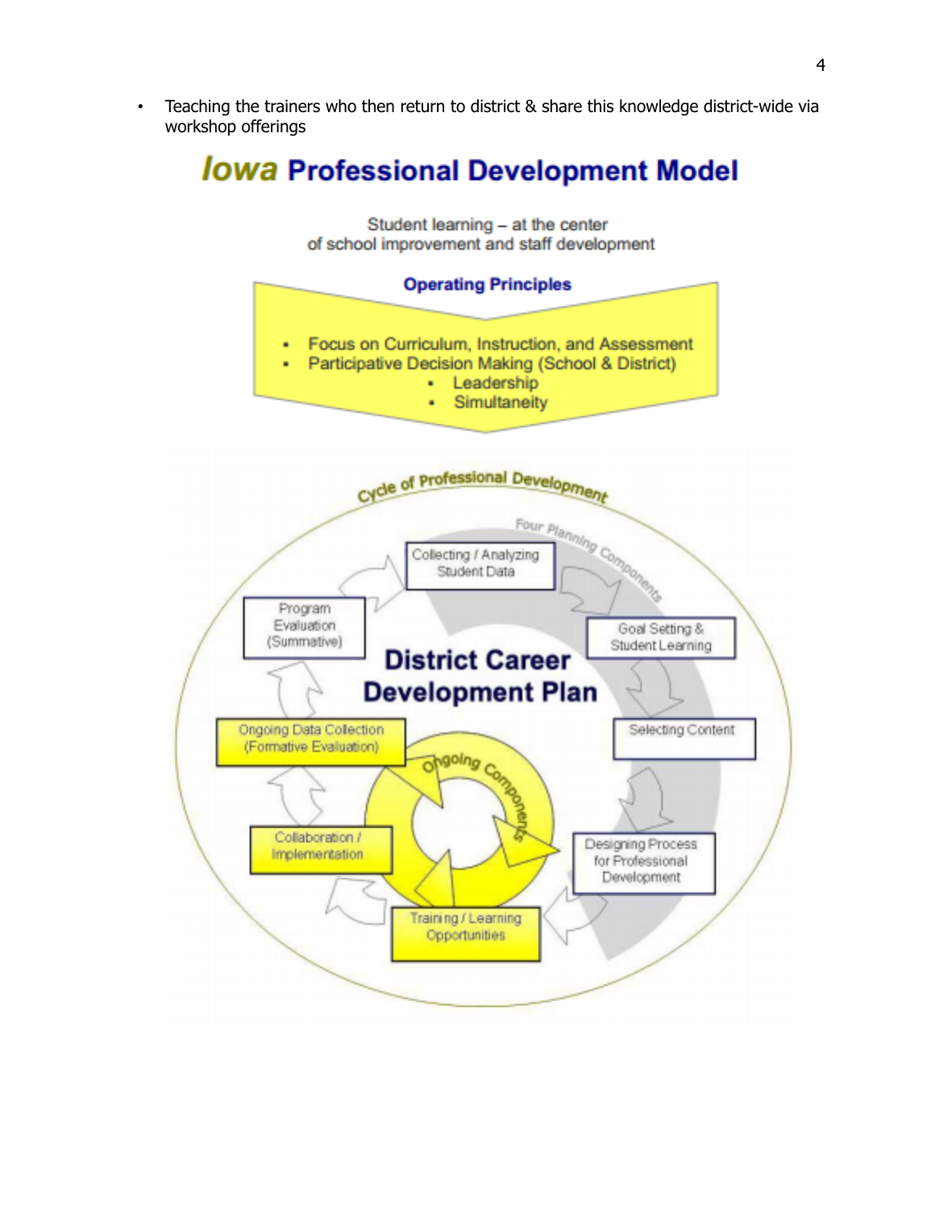- Teaching the trainers who then return to district & share this knowledge district-wide via workshop offerings

# *Iowa* Professional Development Model

Student learning – at the center of school improvement and staff development

**Operating Principles**

- Focus on Curriculum, Instruction, and Assessment
- Participative Decision Making (School & District)
  - Leadership
  - Simultaneity

Cycle of Professional Development

Four Planning Components

Collecting / Analyzing Student Data

Goal Setting & Student Learning

Selecting Content

Designing Process for Professional Development

Training / Learning Opportunities

Collaboration / Implementation

Ongoing Data Collection (Formative Evaluation)

Program Evaluation (Summative)

Ongoing Components

**District Career Development Plan**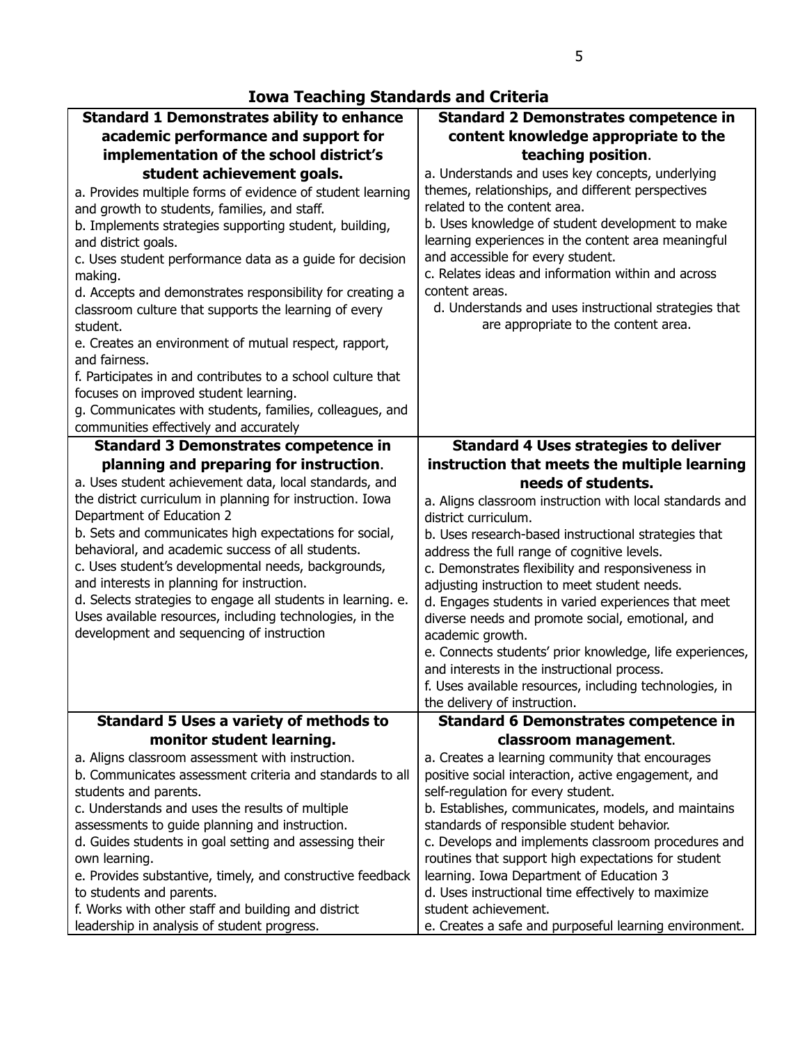# Iowa Teaching Standards and Criteria

| **Standard 1 Demonstrates ability to enhance academic performance and support for implementation of the school district's student achievement goals.** | **Standard 2 Demonstrates competence in content knowledge appropriate to the teaching position**. |
|---|---|
| a. Provides multiple forms of evidence of student learning and growth to students, families, and staff.<br>b. Implements strategies supporting student, building, and district goals.<br>c. Uses student performance data as a guide for decision making.<br>d. Accepts and demonstrates responsibility for creating a classroom culture that supports the learning of every student.<br>e. Creates an environment of mutual respect, rapport, and fairness.<br>f. Participates in and contributes to a school culture that focuses on improved student learning.<br>g. Communicates with students, families, colleagues, and communities effectively and accurately | a. Understands and uses key concepts, underlying themes, relationships, and different perspectives related to the content area.<br>b. Uses knowledge of student development to make learning experiences in the content area meaningful and accessible for every student.<br>c. Relates ideas and information within and across content areas.<br>d. Understands and uses instructional strategies that are appropriate to the content area. |
| **Standard 3 Demonstrates competence in planning and preparing for instruction**. | **Standard 4 Uses strategies to deliver instruction that meets the multiple learning needs of students.** |
| a. Uses student achievement data, local standards, and the district curriculum in planning for instruction. Iowa Department of Education 2<br>b. Sets and communicates high expectations for social, behavioral, and academic success of all students.<br>c. Uses student's developmental needs, backgrounds, and interests in planning for instruction.<br>d. Selects strategies to engage all students in learning. e. Uses available resources, including technologies, in the development and sequencing of instruction | a. Aligns classroom instruction with local standards and district curriculum.<br>b. Uses research-based instructional strategies that address the full range of cognitive levels.<br>c. Demonstrates flexibility and responsiveness in adjusting instruction to meet student needs.<br>d. Engages students in varied experiences that meet diverse needs and promote social, emotional, and academic growth.<br>e. Connects students' prior knowledge, life experiences, and interests in the instructional process.<br>f. Uses available resources, including technologies, in the delivery of instruction. |
| **Standard 5 Uses a variety of methods to monitor student learning.** | **Standard 6 Demonstrates competence in classroom management**. |
| a. Aligns classroom assessment with instruction.<br>b. Communicates assessment criteria and standards to all students and parents.<br>c. Understands and uses the results of multiple assessments to guide planning and instruction.<br>d. Guides students in goal setting and assessing their own learning.<br>e. Provides substantive, timely, and constructive feedback to students and parents.<br>f. Works with other staff and building and district leadership in analysis of student progress. | a. Creates a learning community that encourages positive social interaction, active engagement, and self-regulation for every student.<br>b. Establishes, communicates, models, and maintains standards of responsible student behavior.<br>c. Develops and implements classroom procedures and routines that support high expectations for student learning. Iowa Department of Education 3<br>d. Uses instructional time effectively to maximize student achievement.<br>e. Creates a safe and purposeful learning environment. |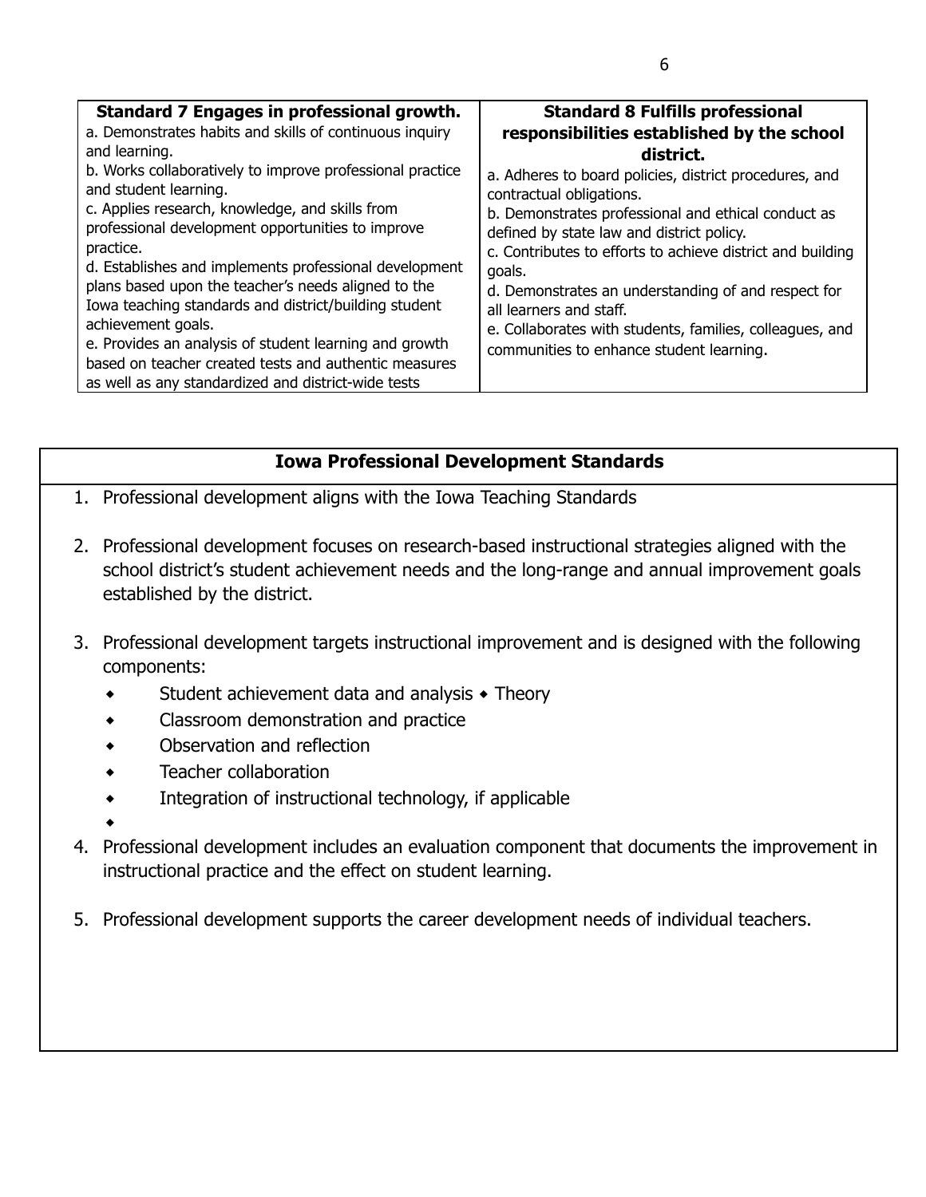| **Standard 7 Engages in professional growth.** | **Standard 8 Fulfills professional responsibilities established by the school district.** |
|---|---|
| a. Demonstrates habits and skills of continuous inquiry and learning.<br>b. Works collaboratively to improve professional practice and student learning.<br>c. Applies research, knowledge, and skills from professional development opportunities to improve practice.<br>d. Establishes and implements professional development plans based upon the teacher's needs aligned to the Iowa teaching standards and district/building student achievement goals.<br>e. Provides an analysis of student learning and growth based on teacher created tests and authentic measures as well as any standardized and district-wide tests | a. Adheres to board policies, district procedures, and contractual obligations.<br>b. Demonstrates professional and ethical conduct as defined by state law and district policy.<br>c. Contributes to efforts to achieve district and building goals.<br>d. Demonstrates an understanding of and respect for all learners and staff.<br>e. Collaborates with students, families, colleagues, and communities to enhance student learning. |

## Iowa Professional Development Standards

1. Professional development aligns with the Iowa Teaching Standards

2. Professional development focuses on research-based instructional strategies aligned with the school district's student achievement needs and the long-range and annual improvement goals established by the district.

3. Professional development targets instructional improvement and is designed with the following components:
   - Student achievement data and analysis ◆ Theory
   - Classroom demonstration and practice
   - Observation and reflection
   - Teacher collaboration
   - Integration of instructional technology, if applicable

4. Professional development includes an evaluation component that documents the improvement in instructional practice and the effect on student learning.

5. Professional development supports the career development needs of individual teachers.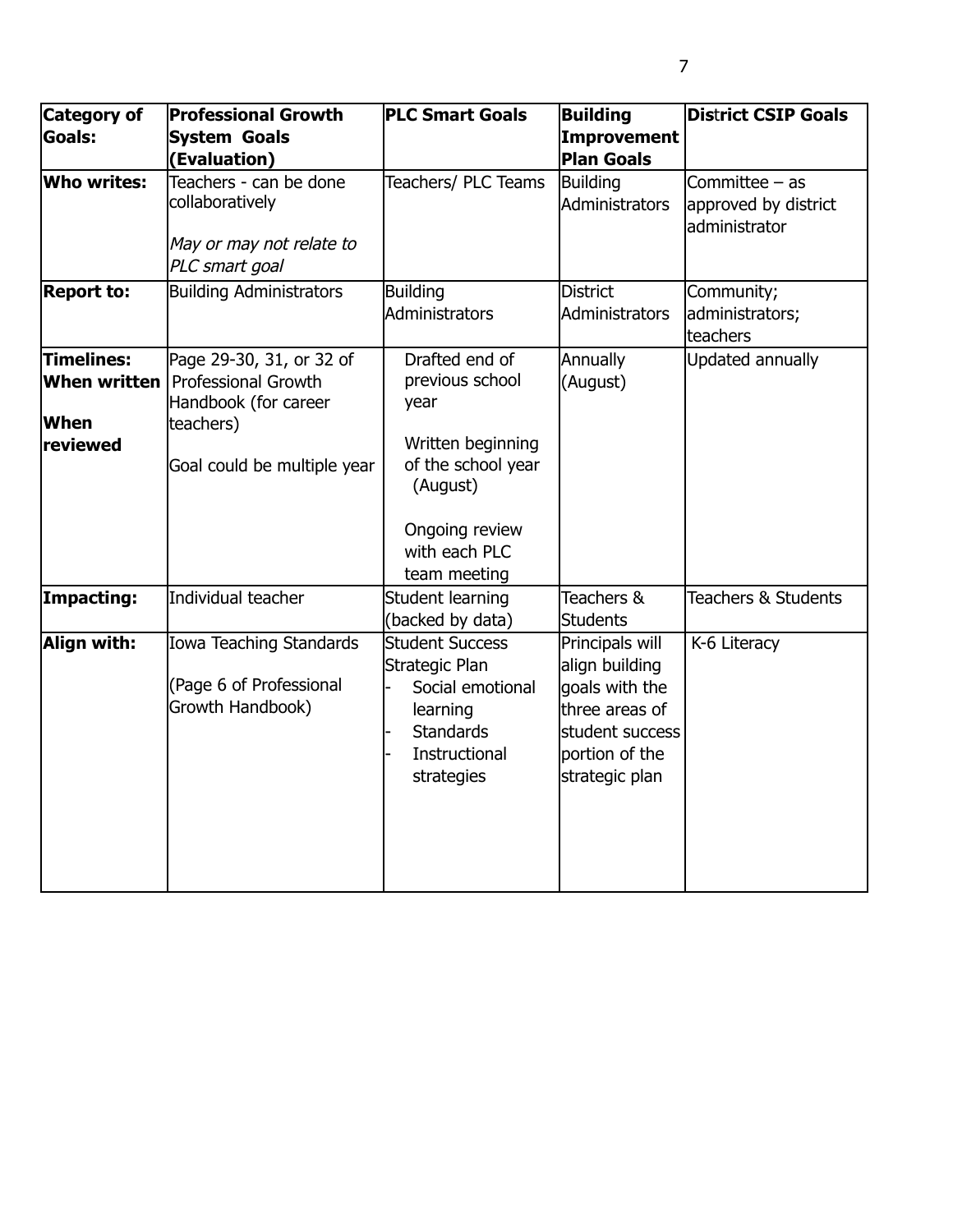| **Category of Goals:** | **Professional Growth System Goals (Evaluation)** | **PLC Smart Goals** | **Building Improvement Plan Goals** | **District CSIP Goals** |
|---|---|---|---|---|
| **Who writes:** | Teachers - can be done collaboratively<br><br>*May or may not relate to PLC smart goal* | Teachers/ PLC Teams | Building Administrators | Committee – as approved by district administrator |
| **Report to:** | Building Administrators | Building Administrators | District Administrators | Community; administrators; teachers |
| **Timelines: When written**<br><br>**When reviewed** | Page 29-30, 31, or 32 of Professional Growth Handbook (for career teachers)<br><br>Goal could be multiple year | Drafted end of previous school year<br><br>Written beginning of the school year (August)<br><br>Ongoing review with each PLC team meeting | Annually (August) | Updated annually |
| **Impacting:** | Individual teacher | Student learning (backed by data) | Teachers & Students | Teachers & Students |
| **Align with:** | Iowa Teaching Standards<br><br>(Page 6 of Professional Growth Handbook) | Student Success Strategic Plan<br>- Social emotional learning<br>- Standards<br>- Instructional strategies | Principals will align building goals with the three areas of student success portion of the strategic plan | K-6 Literacy |